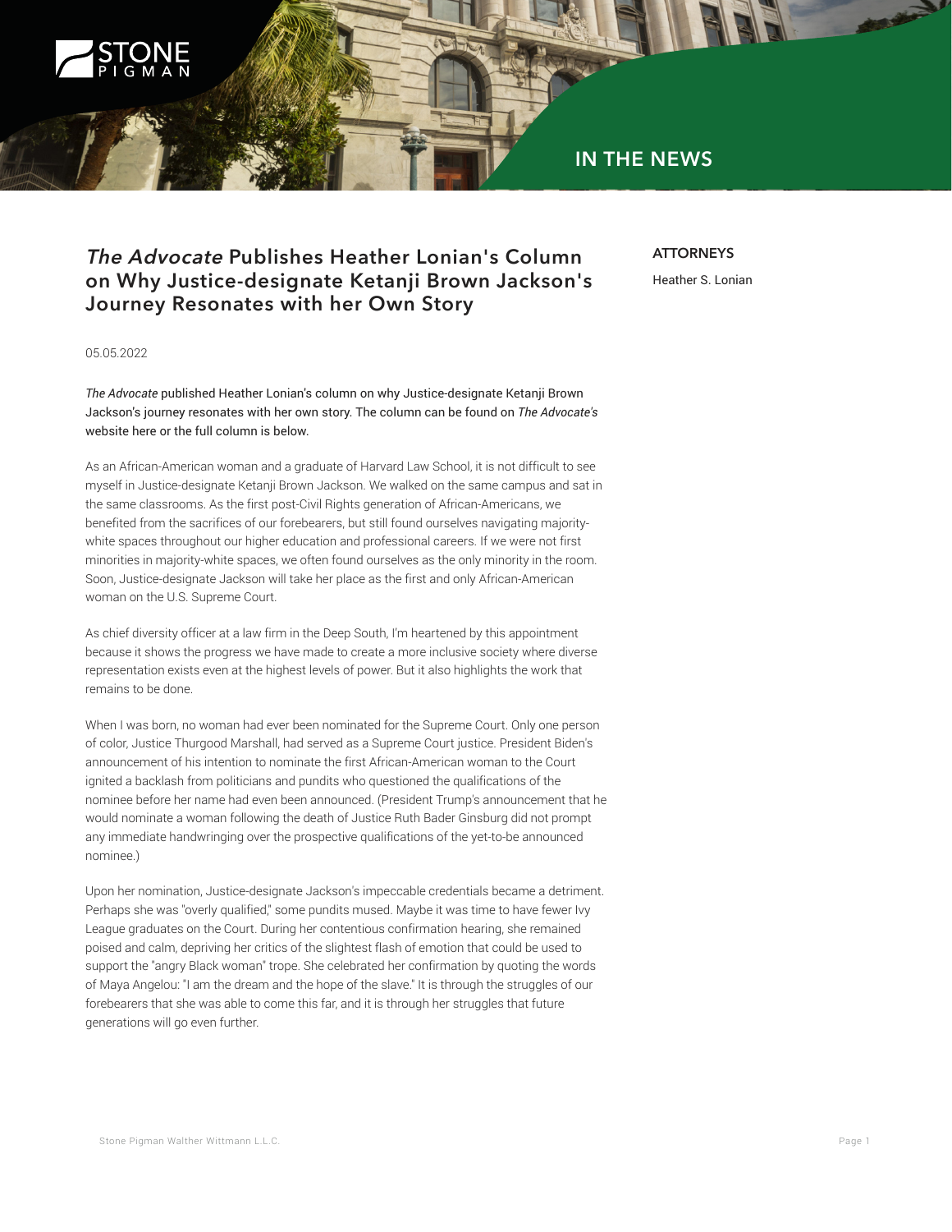IN THE NEWS

# *The Advocate* Publishes Heather Lonian's Column on Why Justice-designate Ketanji Brown Jackson's Journey Resonates with her Own Story

**ATTORNEYS**

Heather S. Lonian

05.05.2022

*The Advocate* published Heather Lonian's column on why Justice-designate Ketanji Brown Jackson's journey resonates with her own story. The column can be found on *The Advocate's* website here or the full column is below.

As an African-American woman and a graduate of Harvard Law School, it is not difficult to see myself in Justice-designate Ketanji Brown Jackson. We walked on the same campus and sat in the same classrooms. As the first post-Civil Rights generation of African-Americans, we benefited from the sacrifices of our forebearers, but still found ourselves navigating majority-white spaces throughout our higher education and professional careers. If we were not first minorities in majority-white spaces, we often found ourselves as the only minority in the room. Soon, Justice-designate Jackson will take her place as the first and only African-American woman on the U.S. Supreme Court.

As chief diversity officer at a law firm in the Deep South, I'm heartened by this appointment because it shows the progress we have made to create a more inclusive society where diverse representation exists even at the highest levels of power. But it also highlights the work that remains to be done.

When I was born, no woman had ever been nominated for the Supreme Court. Only one person of color, Justice Thurgood Marshall, had served as a Supreme Court justice. President Biden's announcement of his intention to nominate the first African-American woman to the Court ignited a backlash from politicians and pundits who questioned the qualifications of the nominee before her name had even been announced. (President Trump's announcement that he would nominate a woman following the death of Justice Ruth Bader Ginsburg did not prompt any immediate handwringing over the prospective qualifications of the yet-to-be announced nominee.)

Upon her nomination, Justice-designate Jackson's impeccable credentials became a detriment. Perhaps she was "overly qualified," some pundits mused. Maybe it was time to have fewer Ivy League graduates on the Court. During her contentious confirmation hearing, she remained poised and calm, depriving her critics of the slightest flash of emotion that could be used to support the "angry Black woman" trope. She celebrated her confirmation by quoting the words of Maya Angelou: "I am the dream and the hope of the slave." It is through the struggles of our forebearers that she was able to come this far, and it is through her struggles that future generations will go even further.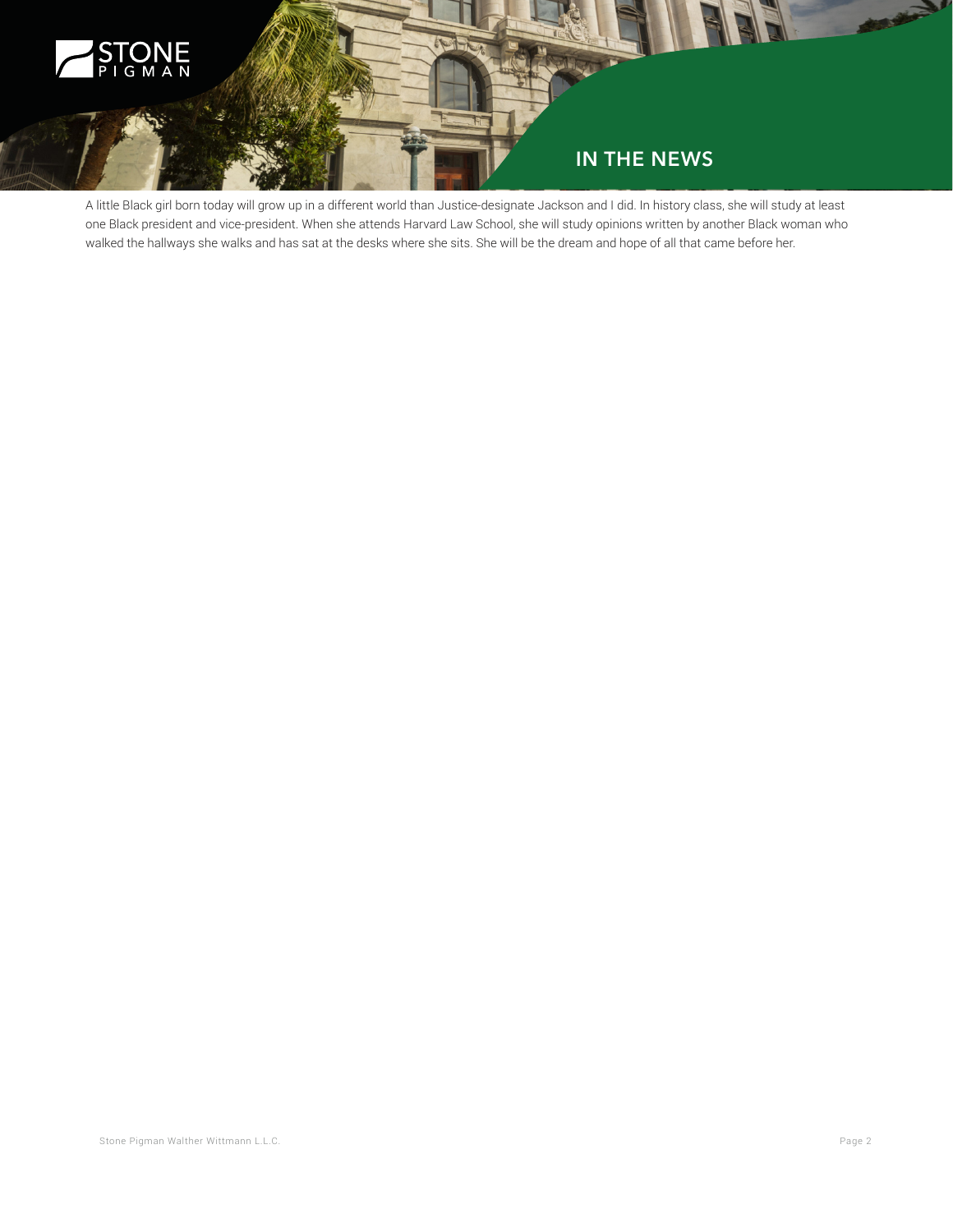A little Black girl born today will grow up in a different world than Justice-designate Jackson and I did. In history class, she will study at least one Black president and vice-president. When she attends Harvard Law School, she will study opinions written by another Black woman who walked the hallways she walks and has sat at the desks where she sits. She will be the dream and hope of all that came before her.